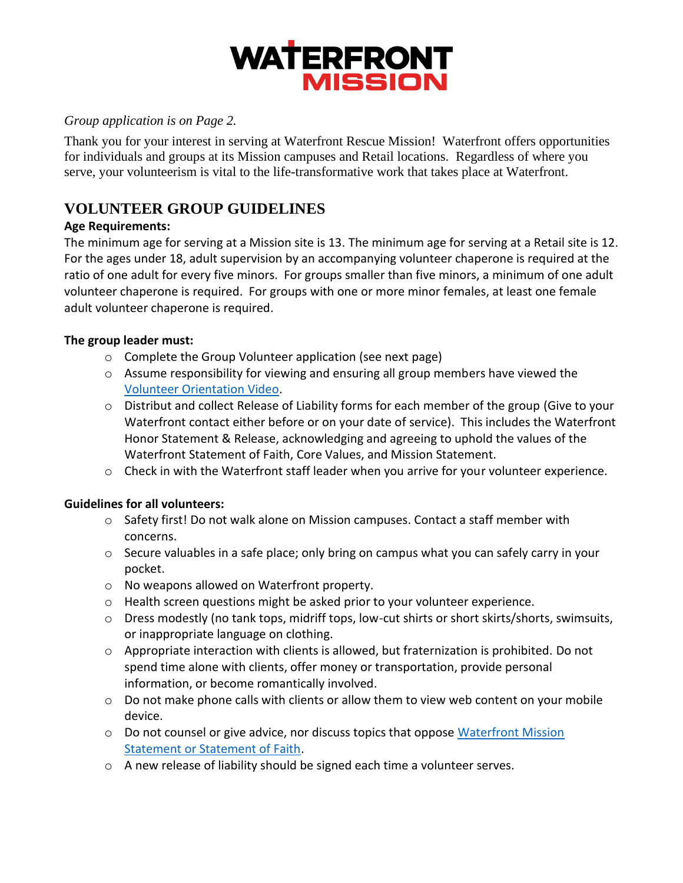# WATERFRONT MISSION

*Group application is on Page 2.*

Thank you for your interest in serving at Waterfront Rescue Mission! Waterfront offers opportunities for individuals and groups at its Mission campuses and Retail locations. Regardless of where you serve, your volunteerism is vital to the life-transformative work that takes place at Waterfront.

## VOLUNTEER GROUP GUIDELINES

**Age Requirements:**

The minimum age for serving at a Mission site is 13. The minimum age for serving at a Retail site is 12. For the ages under 18, adult supervision by an accompanying volunteer chaperone is required at the ratio of one adult for every five minors. For groups smaller than five minors, a minimum of one adult volunteer chaperone is required. For groups with one or more minor females, at least one female adult volunteer chaperone is required.

**The group leader must:**

- Complete the Group Volunteer application (see next page)
- Assume responsibility for viewing and ensuring all group members have viewed the Volunteer Orientation Video.
- Distribute and collect Release of Liability forms for each member of the group (Give to your Waterfront contact either before or on your date of service). This includes the Waterfront Honor Statement & Release, acknowledging and agreeing to uphold the values of the Waterfront Statement of Faith, Core Values, and Mission Statement.
- Check in with the Waterfront staff leader when you arrive for your volunteer experience.

**Guidelines for all volunteers:**

- Safety first! Do not walk alone on Mission campuses. Contact a staff member with concerns.
- Secure valuables in a safe place; only bring on campus what you can safely carry in your pocket.
- No weapons allowed on Waterfront property.
- Health screen questions might be asked prior to your volunteer experience.
- Dress modestly (no tank tops, midriff tops, low-cut shirts or short skirts/shorts, swimsuits, or inappropriate language on clothing.
- Appropriate interaction with clients is allowed, but fraternization is prohibited. Do not spend time alone with clients, offer money or transportation, provide personal information, or become romantically involved.
- Do not make phone calls with clients or allow them to view web content on your mobile device.
- Do not counsel or give advice, nor discuss topics that oppose Waterfront Mission Statement or Statement of Faith.
- A new release of liability should be signed each time a volunteer serves.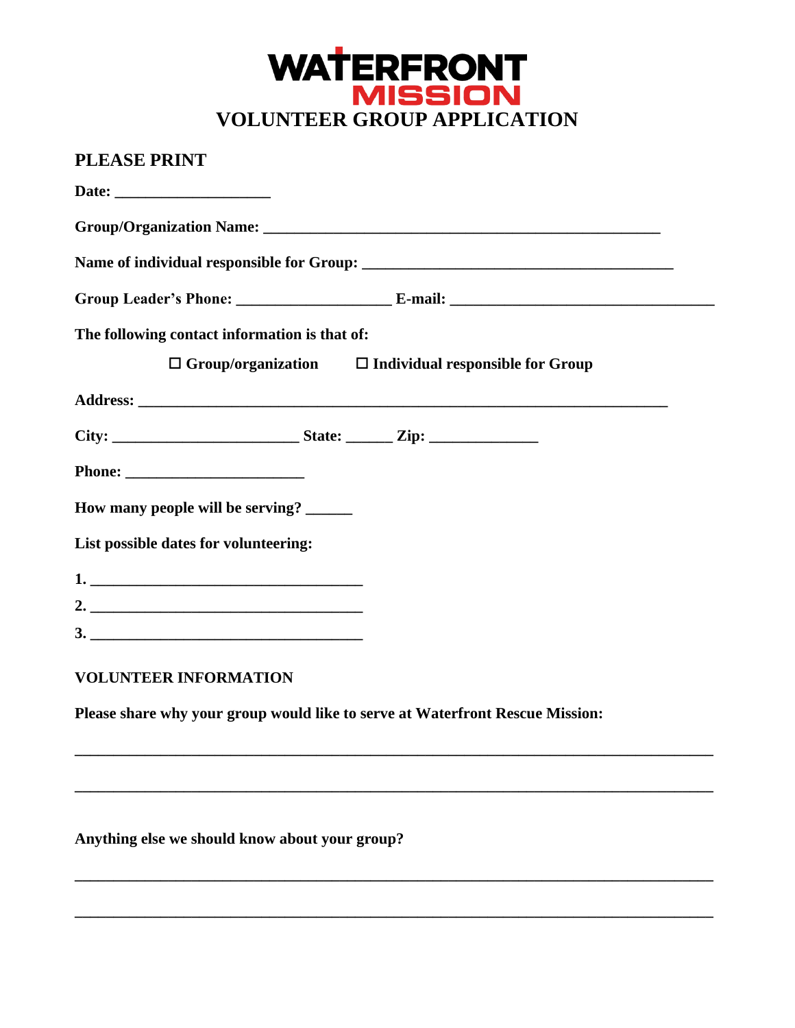# WATERFRONT MISSION

## VOLUNTEER GROUP APPLICATION

**PLEASE PRINT**

**Date:** ___________________

**Group/Organization Name:** ________________________________________________

**Name of individual responsible for Group:** ______________________________________

**Group Leader's Phone:** ___________________ **E-mail:** ________________________________

**The following contact information is that of:**

☐ **Group/organization** ☐ **Individual responsible for Group**

**Address:** _________________________________________________________________

**City:** _______________________ **State:** ______ **Zip:** _____________

**Phone:** ______________________

**How many people will be serving?** ______

**List possible dates for volunteering:**

**1.** _________________________________

**2.** _________________________________

**3.** _________________________________

**VOLUNTEER INFORMATION**

**Please share why your group would like to serve at Waterfront Rescue Mission:**

______________________________________________________________________________

______________________________________________________________________________

**Anything else we should know about your group?**

______________________________________________________________________________

______________________________________________________________________________